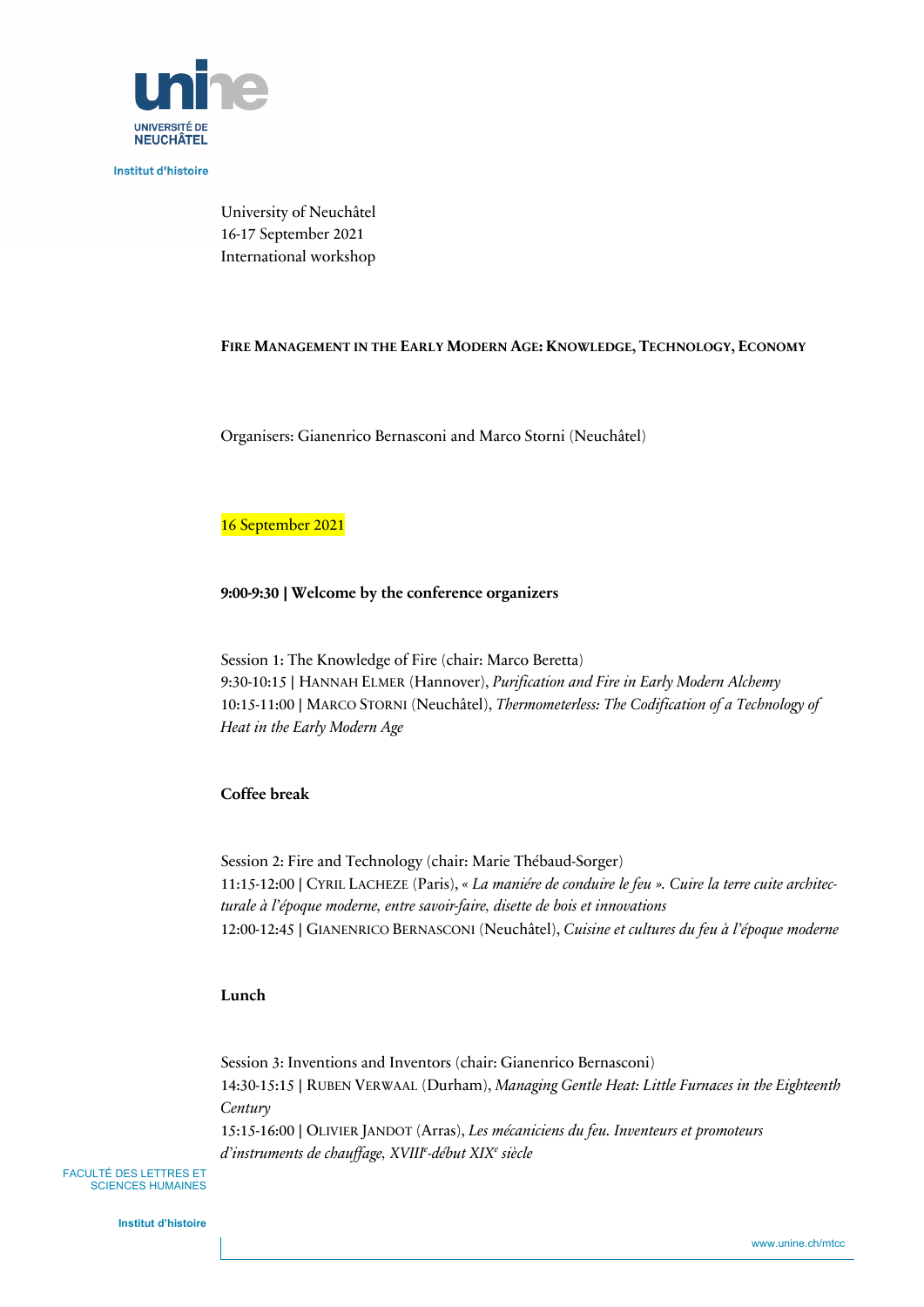University of Neuchâtel
16-17 September 2021
International workshop

# Fire Management in the Early Modern Age: Knowledge, Technology, Economy

Organisers: Gianenrico Bernasconi and Marco Storni (Neuchâtel)

## 16 September 2021

**9:00-9:30 | Welcome by the conference organizers**

Session 1: The Knowledge of Fire (chair: Marco Beretta)
9:30-10:15 | Hannah Elmer (Hannover), *Purification and Fire in Early Modern Alchemy*
10:15-11:00 | Marco Storni (Neuchâtel), *Thermometerless: The Codification of a Technology of Heat in the Early Modern Age*

**Coffee break**

Session 2: Fire and Technology (chair: Marie Thébaud-Sorger)
11:15-12:00 | Cyril Lacheze (Paris), « *La maniére de conduire le feu* ». *Cuire la terre cuite architecturale à l'époque moderne, entre savoir-faire, disette de bois et innovations*
12:00-12:45 | Gianenrico Bernasconi (Neuchâtel), *Cuisine et cultures du feu à l'époque moderne*

**Lunch**

Session 3: Inventions and Inventors (chair: Gianenrico Bernasconi)
14:30-15:15 | Ruben Verwaal (Durham), *Managing Gentle Heat: Little Furnaces in the Eighteenth Century*
15:15-16:00 | Olivier Jandot (Arras), *Les mécaniciens du feu. Inventeurs et promoteurs d'instruments de chauffage, XVIII*e*-début XIX*e *siècle*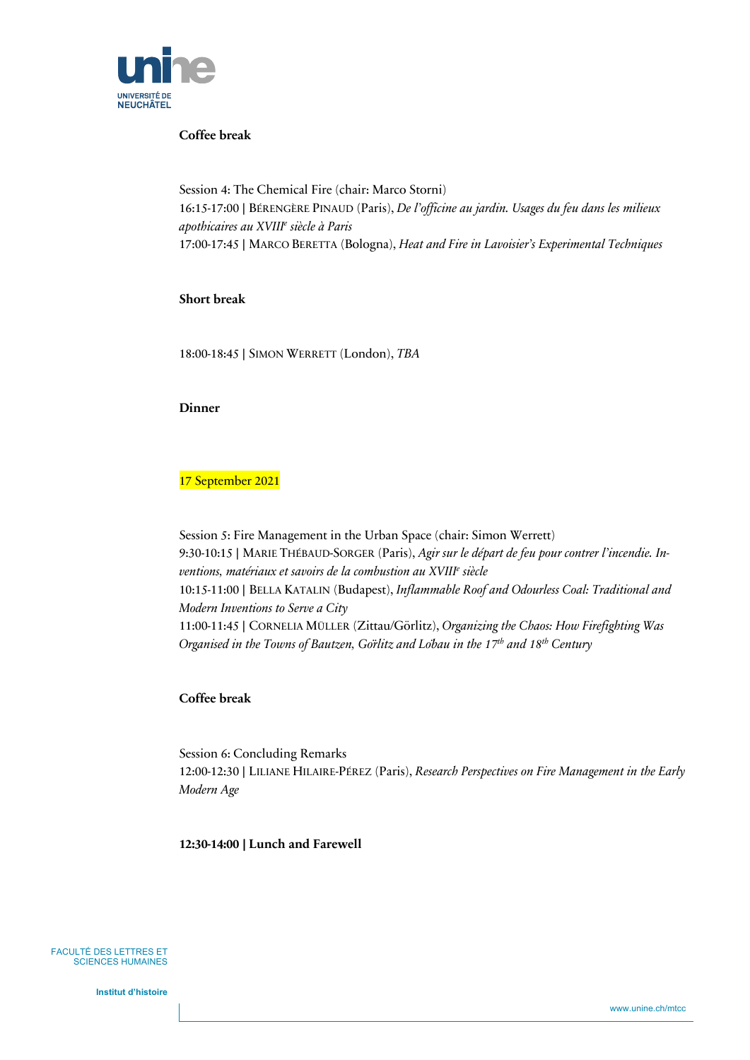**Coffee break**

Session 4: The Chemical Fire (chair: Marco Storni)

16:15-17:00 | Bérengère Pinaud (Paris), *De l'officine au jardin. Usages du feu dans les milieux apothicaires au XVIII^e siècle à Paris*

17:00-17:45 | Marco Beretta (Bologna), *Heat and Fire in Lavoisier's Experimental Techniques*

**Short break**

18:00-18:45 | Simon Werrett (London), *TBA*

**Dinner**

17 September 2021

Session 5: Fire Management in the Urban Space (chair: Simon Werrett)

9:30-10:15 | Marie Thébaud-Sorger (Paris), *Agir sur le départ de feu pour contrer l'incendie. Inventions, matériaux et savoirs de la combustion au XVIII^e siècle*

10:15-11:00 | Bella Katalin (Budapest), *Inflammable Roof and Odourless Coal: Traditional and Modern Inventions to Serve a City*

11:00-11:45 | Cornelia Müller (Zittau/Görlitz), *Organizing the Chaos: How Firefighting Was Organised in the Towns of Bautzen, Görlitz and Löbau in the 17^th and 18^th Century*

**Coffee break**

Session 6: Concluding Remarks

12:00-12:30 | Liliane Hilaire-Pérez (Paris), *Research Perspectives on Fire Management in the Early Modern Age*

**12:30-14:00 | Lunch and Farewell**